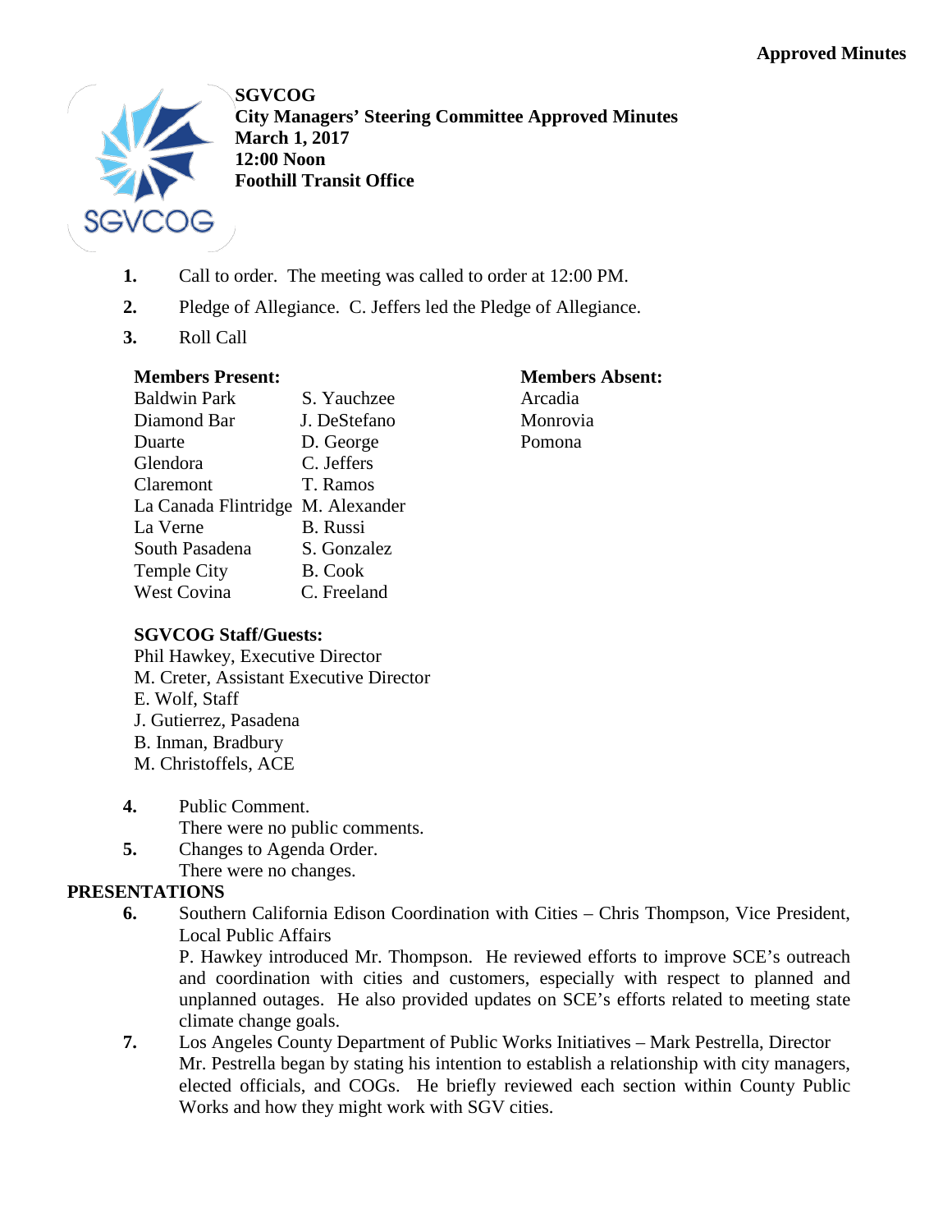**Approved Minutes**

**SGVCOG**
**City Managers' Steering Committee Approved Minutes**
**March 1, 2017**
**12:00 Noon**
**Foothill Transit Office**

1. Call to order. The meeting was called to order at 12:00 PM.
2. Pledge of Allegiance. C. Jeffers led the Pledge of Allegiance.
3. Roll Call

**Members Present:**

| | |
|---|---|
| Baldwin Park | S. Yauchzee |
| Diamond Bar | J. DeStefano |
| Duarte | D. George |
| Glendora | C. Jeffers |
| Claremont | T. Ramos |
| La Canada Flintridge | M. Alexander |
| La Verne | B. Russi |
| South Pasadena | S. Gonzalez |
| Temple City | B. Cook |
| West Covina | C. Freeland |

**Members Absent:**
Arcadia
Monrovia
Pomona

**SGVCOG Staff/Guests:**
Phil Hawkey, Executive Director
M. Creter, Assistant Executive Director
E. Wolf, Staff
J. Gutierrez, Pasadena
B. Inman, Bradbury
M. Christoffels, ACE

4. Public Comment.
   There were no public comments.
5. Changes to Agenda Order.
   There were no changes.

**PRESENTATIONS**

6. Southern California Edison Coordination with Cities – Chris Thompson, Vice President, Local Public Affairs
   P. Hawkey introduced Mr. Thompson. He reviewed efforts to improve SCE's outreach and coordination with cities and customers, especially with respect to planned and unplanned outages. He also provided updates on SCE's efforts related to meeting state climate change goals.
7. Los Angeles County Department of Public Works Initiatives – Mark Pestrella, Director
   Mr. Pestrella began by stating his intention to establish a relationship with city managers, elected officials, and COGs. He briefly reviewed each section within County Public Works and how they might work with SGV cities.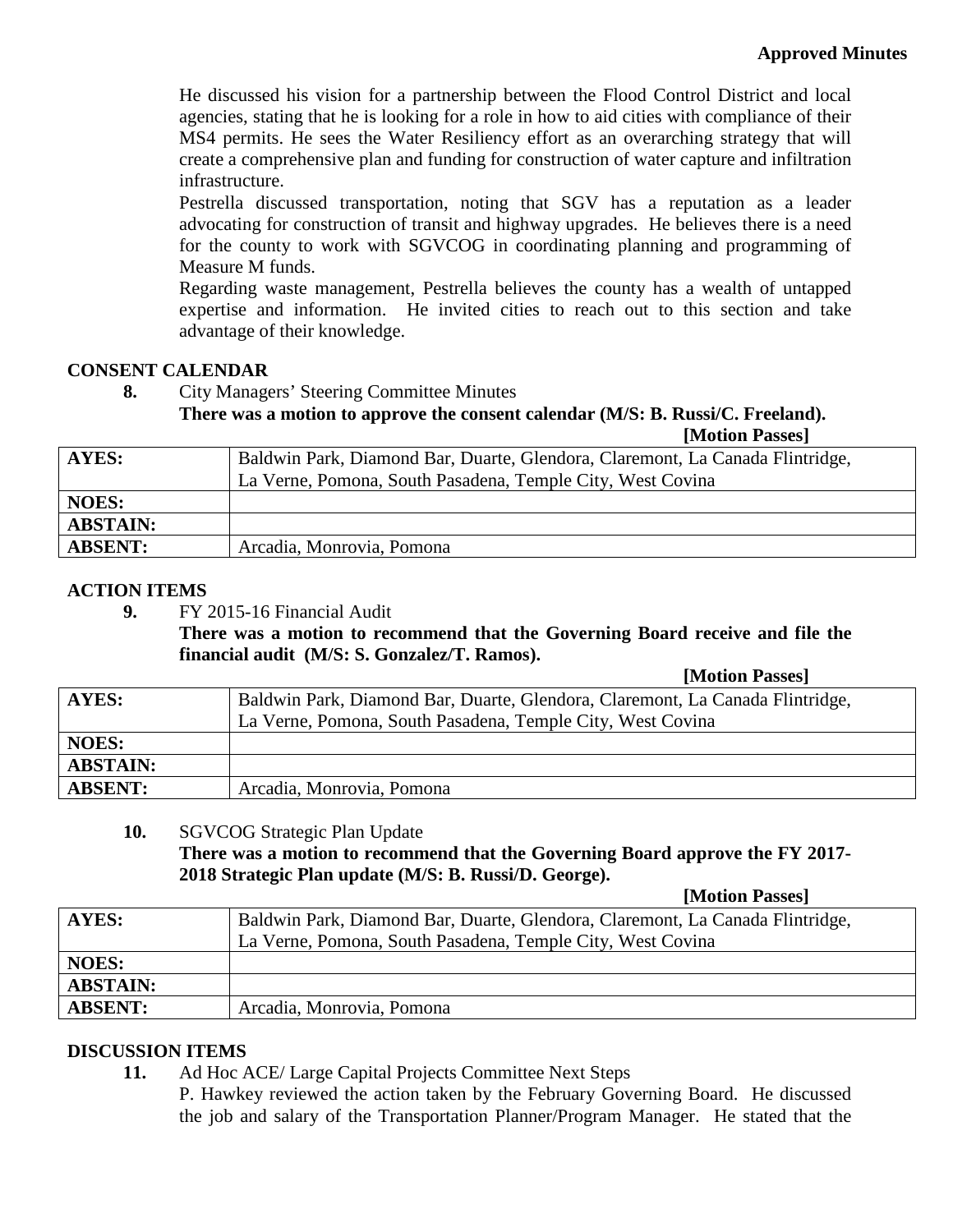He discussed his vision for a partnership between the Flood Control District and local agencies, stating that he is looking for a role in how to aid cities with compliance of their MS4 permits. He sees the Water Resiliency effort as an overarching strategy that will create a comprehensive plan and funding for construction of water capture and infiltration infrastructure.

Pestrella discussed transportation, noting that SGV has a reputation as a leader advocating for construction of transit and highway upgrades. He believes there is a need for the county to work with SGVCOG in coordinating planning and programming of Measure M funds.

Regarding waste management, Pestrella believes the county has a wealth of untapped expertise and information. He invited cities to reach out to this section and take advantage of their knowledge.

**CONSENT CALENDAR**

**8.** City Managers' Steering Committee Minutes

**There was a motion to approve the consent calendar (M/S: B. Russi/C. Freeland).**

**[Motion Passes]**

| **AYES:** | Baldwin Park, Diamond Bar, Duarte, Glendora, Claremont, La Canada Flintridge, La Verne, Pomona, South Pasadena, Temple City, West Covina |
|---|---|
| **NOES:** | |
| **ABSTAIN:** | |
| **ABSENT:** | Arcadia, Monrovia, Pomona |

**ACTION ITEMS**

**9.** FY 2015-16 Financial Audit

**There was a motion to recommend that the Governing Board receive and file the financial audit (M/S: S. Gonzalez/T. Ramos).**

**[Motion Passes]**

| **AYES:** | Baldwin Park, Diamond Bar, Duarte, Glendora, Claremont, La Canada Flintridge, La Verne, Pomona, South Pasadena, Temple City, West Covina |
|---|---|
| **NOES:** | |
| **ABSTAIN:** | |
| **ABSENT:** | Arcadia, Monrovia, Pomona |

**10.** SGVCOG Strategic Plan Update

**There was a motion to recommend that the Governing Board approve the FY 2017-2018 Strategic Plan update (M/S: B. Russi/D. George).**

**[Motion Passes]**

| **AYES:** | Baldwin Park, Diamond Bar, Duarte, Glendora, Claremont, La Canada Flintridge, La Verne, Pomona, South Pasadena, Temple City, West Covina |
|---|---|
| **NOES:** | |
| **ABSTAIN:** | |
| **ABSENT:** | Arcadia, Monrovia, Pomona |

**DISCUSSION ITEMS**

**11.** Ad Hoc ACE/ Large Capital Projects Committee Next Steps

P. Hawkey reviewed the action taken by the February Governing Board. He discussed the job and salary of the Transportation Planner/Program Manager. He stated that the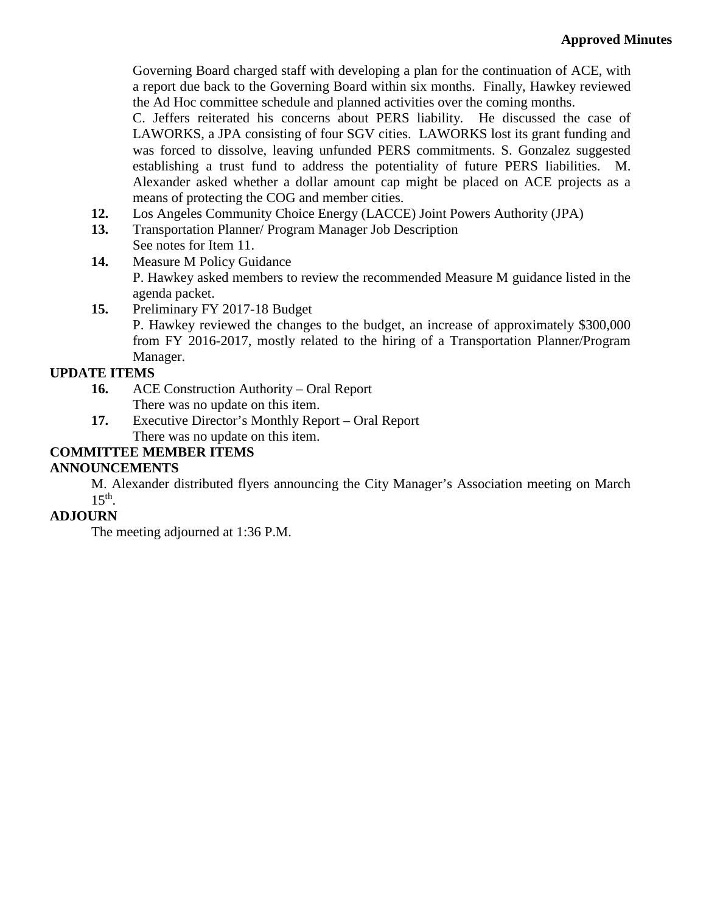Governing Board charged staff with developing a plan for the continuation of ACE, with a report due back to the Governing Board within six months. Finally, Hawkey reviewed the Ad Hoc committee schedule and planned activities over the coming months.

C. Jeffers reiterated his concerns about PERS liability. He discussed the case of LAWORKS, a JPA consisting of four SGV cities. LAWORKS lost its grant funding and was forced to dissolve, leaving unfunded PERS commitments. S. Gonzalez suggested establishing a trust fund to address the potentiality of future PERS liabilities. M. Alexander asked whether a dollar amount cap might be placed on ACE projects as a means of protecting the COG and member cities.

**12.** Los Angeles Community Choice Energy (LACCE) Joint Powers Authority (JPA)

**13.** Transportation Planner/ Program Manager Job Description

See notes for Item 11.

**14.** Measure M Policy Guidance

P. Hawkey asked members to review the recommended Measure M guidance listed in the agenda packet.

**15.** Preliminary FY 2017-18 Budget

P. Hawkey reviewed the changes to the budget, an increase of approximately $300,000 from FY 2016-2017, mostly related to the hiring of a Transportation Planner/Program Manager.

**UPDATE ITEMS**

**16.** ACE Construction Authority – Oral Report

There was no update on this item.

**17.** Executive Director's Monthly Report – Oral Report

There was no update on this item.

**COMMITTEE MEMBER ITEMS**

**ANNOUNCEMENTS**

M. Alexander distributed flyers announcing the City Manager's Association meeting on March 15th.

**ADJOURN**

The meeting adjourned at 1:36 P.M.